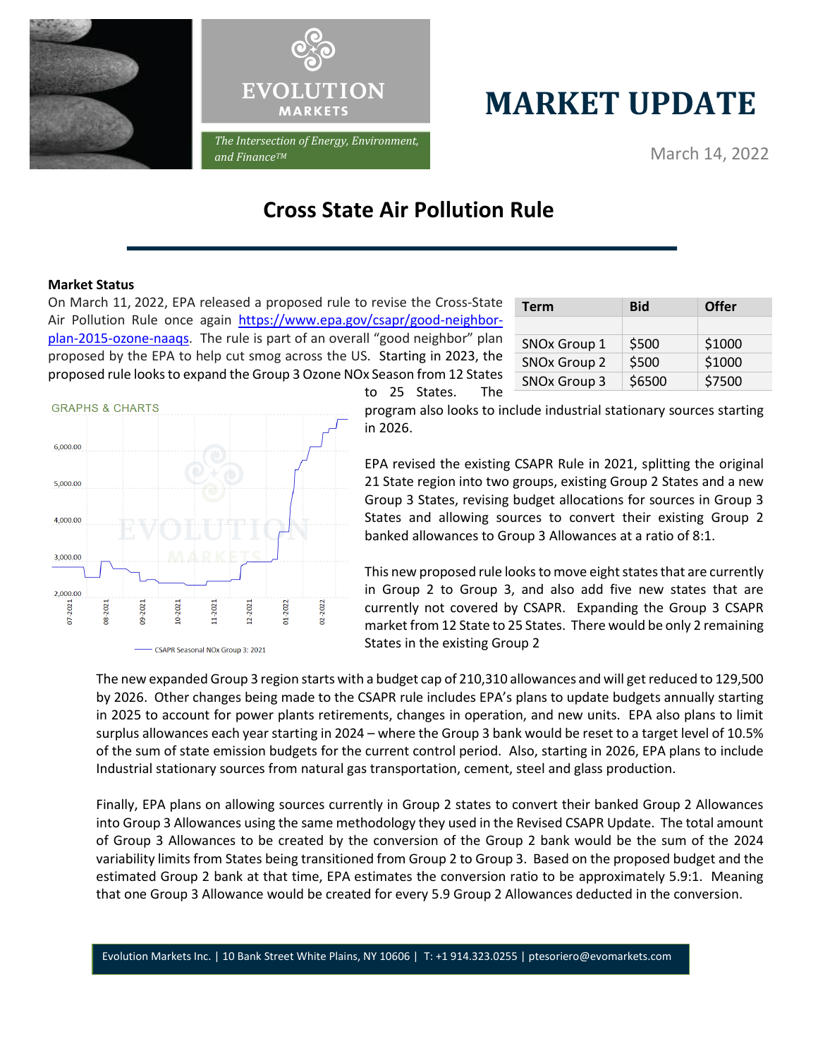# MARKET UPDATE

March 14, 2022

## Cross State Air Pollution Rule

**Market Status**

On March 11, 2022, EPA released a proposed rule to revise the Cross-State Air Pollution Rule once again https://www.epa.gov/csapr/good-neighbor-plan-2015-ozone-naaqs. The rule is part of an overall "good neighbor" plan proposed by the EPA to help cut smog across the US. Starting in 2023, the proposed rule looks to expand the Group 3 Ozone NOx Season from 12 States to 25 States. The program also looks to include industrial stationary sources starting in 2026.

| Term | Bid | Offer |
|---|---|---|
| | | |
| SNOx Group 1 | $500 | $1000 |
| SNOx Group 2 | $500 | $1000 |
| SNOx Group 3 | $6500 | $7500 |

EPA revised the existing CSAPR Rule in 2021, splitting the original 21 State region into two groups, existing Group 2 States and a new Group 3 States, revising budget allocations for sources in Group 3 States and allowing sources to convert their existing Group 2 banked allowances to Group 3 Allowances at a ratio of 8:1.

This new proposed rule looks to move eight states that are currently in Group 2 to Group 3, and also add five new states that are currently not covered by CSAPR. Expanding the Group 3 CSAPR market from 12 State to 25 States. There would be only 2 remaining States in the existing Group 2

The new expanded Group 3 region starts with a budget cap of 210,310 allowances and will get reduced to 129,500 by 2026. Other changes being made to the CSAPR rule includes EPA's plans to update budgets annually starting in 2025 to account for power plants retirements, changes in operation, and new units. EPA also plans to limit surplus allowances each year starting in 2024 – where the Group 3 bank would be reset to a target level of 10.5% of the sum of state emission budgets for the current control period. Also, starting in 2026, EPA plans to include Industrial stationary sources from natural gas transportation, cement, steel and glass production.

Finally, EPA plans on allowing sources currently in Group 2 states to convert their banked Group 2 Allowances into Group 3 Allowances using the same methodology they used in the Revised CSAPR Update. The total amount of Group 3 Allowances to be created by the conversion of the Group 2 bank would be the sum of the 2024 variability limits from States being transitioned from Group 2 to Group 3. Based on the proposed budget and the estimated Group 2 bank at that time, EPA estimates the conversion ratio to be approximately 5.9:1. Meaning that one Group 3 Allowance would be created for every 5.9 Group 2 Allowances deducted in the conversion.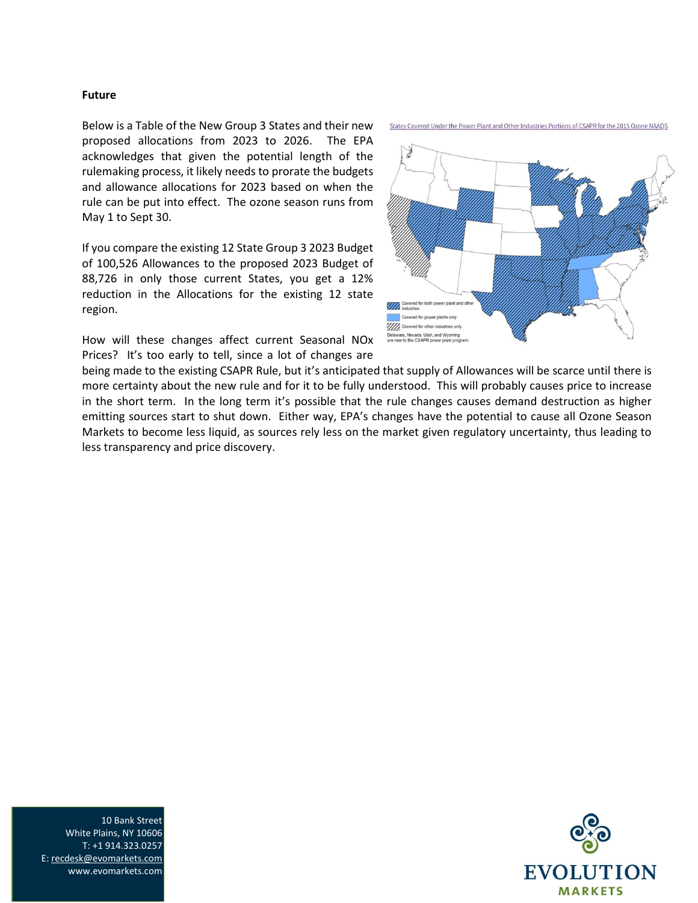**Future**

Below is a Table of the New Group 3 States and their new proposed allocations from 2023 to 2026. The EPA acknowledges that given the potential length of the rulemaking process, it likely needs to prorate the budgets and allowance allocations for 2023 based on when the rule can be put into effect. The ozone season runs from May 1 to Sept 30.

If you compare the existing 12 State Group 3 2023 Budget of 100,526 Allowances to the proposed 2023 Budget of 88,726 in only those current States, you get a 12% reduction in the Allocations for the existing 12 state region.

States Covered Under the Power Plant and Other Industries Portions of CSAPR for the 2015 Ozone NAAQS

Covered for both power plant and other industries

Covered for power plants only

Covered for other industries only

Delaware, Nevada, Utah, and Wyoming are new to the CSAPR power plant program.

How will these changes affect current Seasonal NOx Prices? It's too early to tell, since a lot of changes are being made to the existing CSAPR Rule, but it's anticipated that supply of Allowances will be scarce until there is more certainty about the new rule and for it to be fully understood. This will probably causes price to increase in the short term. In the long term it's possible that the rule changes causes demand destruction as higher emitting sources start to shut down. Either way, EPA's changes have the potential to cause all Ozone Season Markets to become less liquid, as sources rely less on the market given regulatory uncertainty, thus leading to less transparency and price discovery.

10 Bank Street
White Plains, NY 10606
T: +1 914.323.0257
E: recdesk@evomarkets.com
www.evomarkets.com

EVOLUTION MARKETS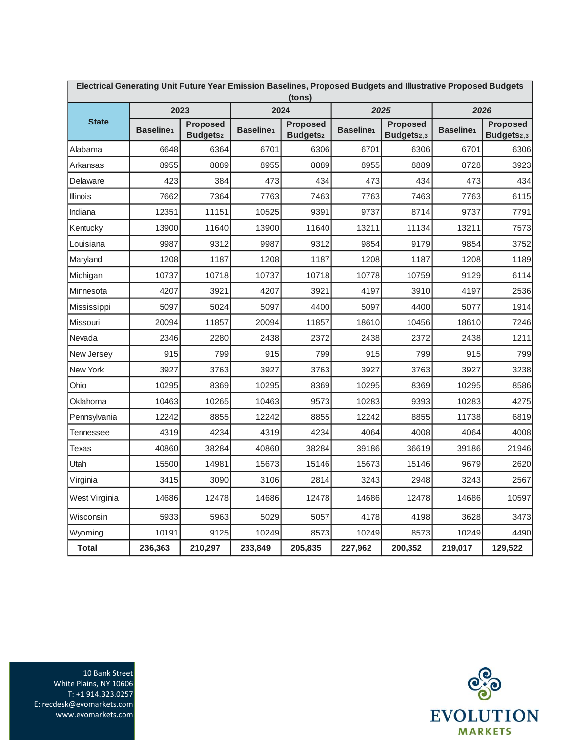| Electrical Generating Unit Future Year Emission Baselines, Proposed Budgets and Illustrative Proposed Budgets (tons) | | | | | | | | |
|---|---|---|---|---|---|---|---|---|
| State | 2023 | | 2024 | | *2025* | | *2026* | |
| | Baseline[1] | Proposed Budgets[2] | Baseline[1] | Proposed Budgets[2] | Baseline[1] | Proposed Budgets[2,3] | Baseline[1] | Proposed Budgets[2,3] |
| Alabama | 6648 | 6364 | 6701 | 6306 | 6701 | 6306 | 6701 | 6306 |
| Arkansas | 8955 | 8889 | 8955 | 8889 | 8955 | 8889 | 8728 | 3923 |
| Delaware | 423 | 384 | 473 | 434 | 473 | 434 | 473 | 434 |
| Illinois | 7662 | 7364 | 7763 | 7463 | 7763 | 7463 | 7763 | 6115 |
| Indiana | 12351 | 11151 | 10525 | 9391 | 9737 | 8714 | 9737 | 7791 |
| Kentucky | 13900 | 11640 | 13900 | 11640 | 13211 | 11134 | 13211 | 7573 |
| Louisiana | 9987 | 9312 | 9987 | 9312 | 9854 | 9179 | 9854 | 3752 |
| Maryland | 1208 | 1187 | 1208 | 1187 | 1208 | 1187 | 1208 | 1189 |
| Michigan | 10737 | 10718 | 10737 | 10718 | 10778 | 10759 | 9129 | 6114 |
| Minnesota | 4207 | 3921 | 4207 | 3921 | 4197 | 3910 | 4197 | 2536 |
| Mississippi | 5097 | 5024 | 5097 | 4400 | 5097 | 4400 | 5077 | 1914 |
| Missouri | 20094 | 11857 | 20094 | 11857 | 18610 | 10456 | 18610 | 7246 |
| Nevada | 2346 | 2280 | 2438 | 2372 | 2438 | 2372 | 2438 | 1211 |
| New Jersey | 915 | 799 | 915 | 799 | 915 | 799 | 915 | 799 |
| New York | 3927 | 3763 | 3927 | 3763 | 3927 | 3763 | 3927 | 3238 |
| Ohio | 10295 | 8369 | 10295 | 8369 | 10295 | 8369 | 10295 | 8586 |
| Oklahoma | 10463 | 10265 | 10463 | 9573 | 10283 | 9393 | 10283 | 4275 |
| Pennsylvania | 12242 | 8855 | 12242 | 8855 | 12242 | 8855 | 11738 | 6819 |
| Tennessee | 4319 | 4234 | 4319 | 4234 | 4064 | 4008 | 4064 | 4008 |
| Texas | 40860 | 38284 | 40860 | 38284 | 39186 | 36619 | 39186 | 21946 |
| Utah | 15500 | 14981 | 15673 | 15146 | 15673 | 15146 | 9679 | 2620 |
| Virginia | 3415 | 3090 | 3106 | 2814 | 3243 | 2948 | 3243 | 2567 |
| West Virginia | 14686 | 12478 | 14686 | 12478 | 14686 | 12478 | 14686 | 10597 |
| Wisconsin | 5933 | 5963 | 5029 | 5057 | 4178 | 4198 | 3628 | 3473 |
| Wyoming | 10191 | 9125 | 10249 | 8573 | 10249 | 8573 | 10249 | 4490 |
| **Total** | **236,363** | **210,297** | **233,849** | **205,835** | **227,962** | **200,352** | **219,017** | **129,522** |

10 Bank Street
White Plains, NY 10606
T: +1 914.323.0257
E: recdesk@evomarkets.com
www.evomarkets.com

EVOLUTION MARKETS